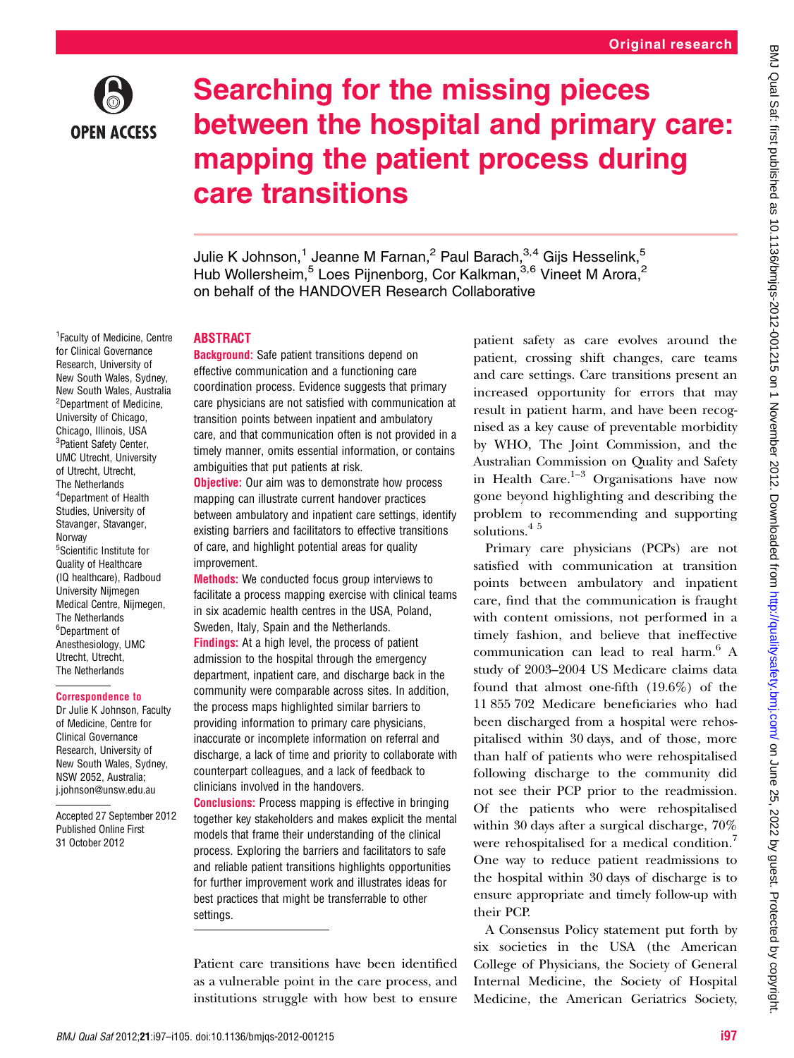Original research

# Searching for the missing pieces between the hospital and primary care: mapping the patient process during care transitions

Julie K Johnson,[1] Jeanne M Farnan,[2] Paul Barach,[3,4] Gijs Hesselink,[5] Hub Wollersheim,[5] Loes Pijnenborg, Cor Kalkman,[3,6] Vineet M Arora,[2] on behalf of the HANDOVER Research Collaborative

[1]Faculty of Medicine, Centre for Clinical Governance Research, University of New South Wales, Sydney, New South Wales, Australia
[2]Department of Medicine, University of Chicago, Chicago, Illinois, USA
[3]Patient Safety Center, UMC Utrecht, University of Utrecht, Utrecht, The Netherlands
[4]Department of Health Studies, University of Stavanger, Stavanger, Norway
[5]Scientific Institute for Quality of Healthcare (IQ healthcare), Radboud University Nijmegen Medical Centre, Nijmegen, The Netherlands
[6]Department of Anesthesiology, UMC Utrecht, Utrecht, The Netherlands

**Correspondence to**
Dr Julie K Johnson, Faculty of Medicine, Centre for Clinical Governance Research, University of New South Wales, Sydney, NSW 2052, Australia; j.johnson@unsw.edu.au

Accepted 27 September 2012
Published Online First 31 October 2012

## ABSTRACT

**Background:** Safe patient transitions depend on effective communication and a functioning care coordination process. Evidence suggests that primary care physicians are not satisfied with communication at transition points between inpatient and ambulatory care, and that communication often is not provided in a timely manner, omits essential information, or contains ambiguities that put patients at risk.

**Objective:** Our aim was to demonstrate how process mapping can illustrate current handover practices between ambulatory and inpatient care settings, identify existing barriers and facilitators to effective transitions of care, and highlight potential areas for quality improvement.

**Methods:** We conducted focus group interviews to facilitate a process mapping exercise with clinical teams in six academic health centres in the USA, Poland, Sweden, Italy, Spain and the Netherlands.

**Findings:** At a high level, the process of patient admission to the hospital through the emergency department, inpatient care, and discharge back in the community were comparable across sites. In addition, the process maps highlighted similar barriers to providing information to primary care physicians, inaccurate or incomplete information on referral and discharge, a lack of time and priority to collaborate with counterpart colleagues, and a lack of feedback to clinicians involved in the handovers.

**Conclusions:** Process mapping is effective in bringing together key stakeholders and makes explicit the mental models that frame their understanding of the clinical process. Exploring the barriers and facilitators to safe and reliable patient transitions highlights opportunities for further improvement work and illustrates ideas for best practices that might be transferrable to other settings.

Patient care transitions have been identified as a vulnerable point in the care process, and institutions struggle with how best to ensure patient safety as care evolves around the patient, crossing shift changes, care teams and care settings. Care transitions present an increased opportunity for errors that may result in patient harm, and have been recognised as a key cause of preventable morbidity by WHO, The Joint Commission, and the Australian Commission on Quality and Safety in Health Care.[1–3] Organisations have now gone beyond highlighting and describing the problem to recommending and supporting solutions.[4 5]

Primary care physicians (PCPs) are not satisfied with communication at transition points between ambulatory and inpatient care, find that the communication is fraught with content omissions, not performed in a timely fashion, and believe that ineffective communication can lead to real harm.[6] A study of 2003–2004 US Medicare claims data found that almost one-fifth (19.6%) of the 11 855 702 Medicare beneficiaries who had been discharged from a hospital were rehospitalised within 30 days, and of those, more than half of patients who were rehospitalised following discharge to the community did not see their PCP prior to the readmission. Of the patients who were rehospitalised within 30 days after a surgical discharge, 70% were rehospitalised for a medical condition.[7] One way to reduce patient readmissions to the hospital within 30 days of discharge is to ensure appropriate and timely follow-up with their PCP.

A Consensus Policy statement put forth by six societies in the USA (the American College of Physicians, the Society of General Internal Medicine, the Society of Hospital Medicine, the American Geriatrics Society,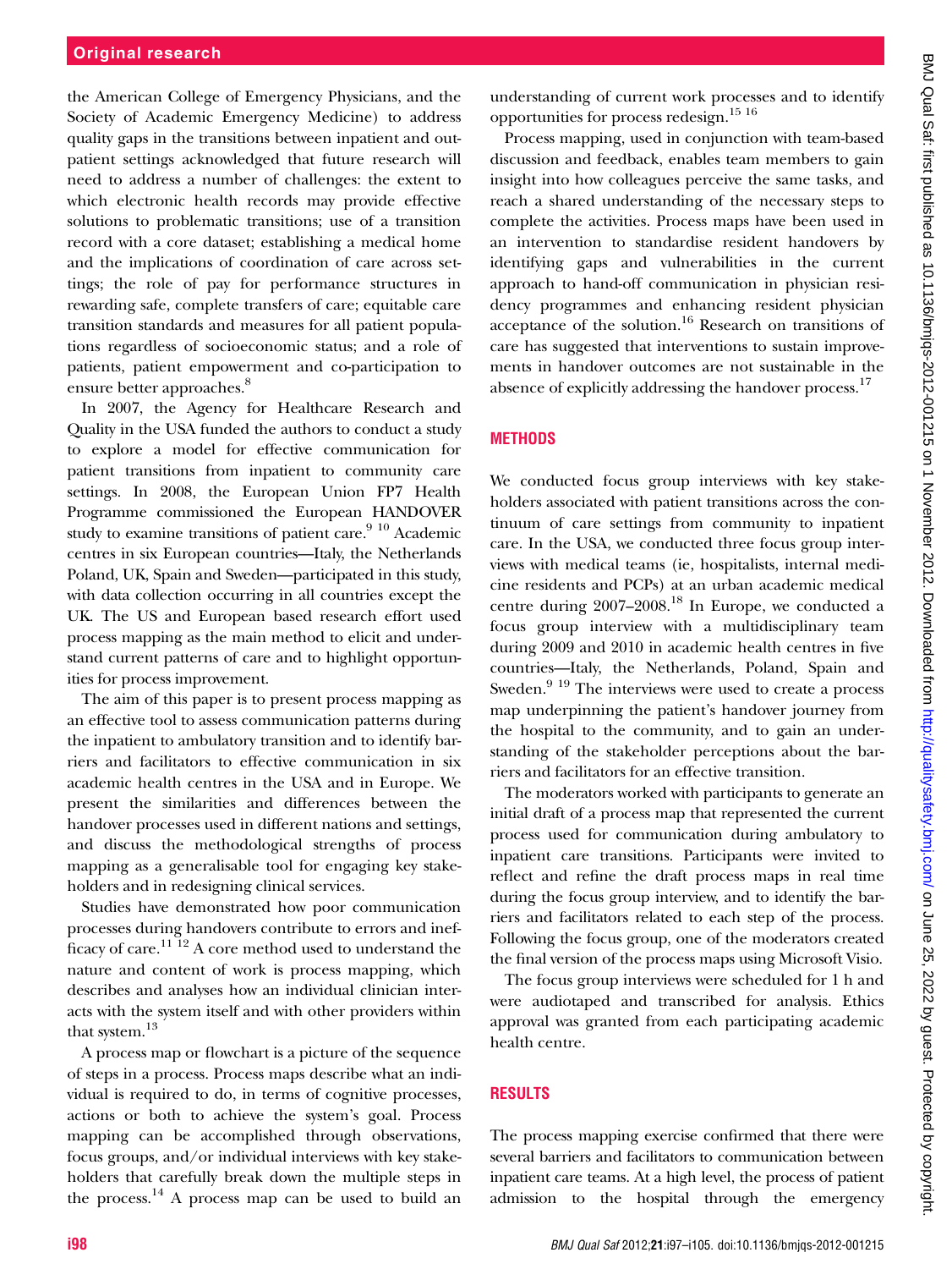the American College of Emergency Physicians, and the Society of Academic Emergency Medicine) to address quality gaps in the transitions between inpatient and outpatient settings acknowledged that future research will need to address a number of challenges: the extent to which electronic health records may provide effective solutions to problematic transitions; use of a transition record with a core dataset; establishing a medical home and the implications of coordination of care across settings; the role of pay for performance structures in rewarding safe, complete transfers of care; equitable care transition standards and measures for all patient populations regardless of socioeconomic status; and a role of patients, patient empowerment and co-participation to ensure better approaches.[8]

In 2007, the Agency for Healthcare Research and Quality in the USA funded the authors to conduct a study to explore a model for effective communication for patient transitions from inpatient to community care settings. In 2008, the European Union FP7 Health Programme commissioned the European HANDOVER study to examine transitions of patient care.[9,10] Academic centres in six European countries—Italy, the Netherlands Poland, UK, Spain and Sweden—participated in this study, with data collection occurring in all countries except the UK. The US and European based research effort used process mapping as the main method to elicit and understand current patterns of care and to highlight opportunities for process improvement.

The aim of this paper is to present process mapping as an effective tool to assess communication patterns during the inpatient to ambulatory transition and to identify barriers and facilitators to effective communication in six academic health centres in the USA and in Europe. We present the similarities and differences between the handover processes used in different nations and settings, and discuss the methodological strengths of process mapping as a generalisable tool for engaging key stakeholders and in redesigning clinical services.

Studies have demonstrated how poor communication processes during handovers contribute to errors and inefficacy of care.[11,12] A core method used to understand the nature and content of work is process mapping, which describes and analyses how an individual clinician interacts with the system itself and with other providers within that system.[13]

A process map or flowchart is a picture of the sequence of steps in a process. Process maps describe what an individual is required to do, in terms of cognitive processes, actions or both to achieve the system's goal. Process mapping can be accomplished through observations, focus groups, and/or individual interviews with key stakeholders that carefully break down the multiple steps in the process.[14] A process map can be used to build an understanding of current work processes and to identify opportunities for process redesign.[15,16]

Process mapping, used in conjunction with team-based discussion and feedback, enables team members to gain insight into how colleagues perceive the same tasks, and reach a shared understanding of the necessary steps to complete the activities. Process maps have been used in an intervention to standardise resident handovers by identifying gaps and vulnerabilities in the current approach to hand-off communication in physician residency programmes and enhancing resident physician acceptance of the solution.[16] Research on transitions of care has suggested that interventions to sustain improvements in handover outcomes are not sustainable in the absence of explicitly addressing the handover process.[17]

## METHODS

We conducted focus group interviews with key stakeholders associated with patient transitions across the continuum of care settings from community to inpatient care. In the USA, we conducted three focus group interviews with medical teams (ie, hospitalists, internal medicine residents and PCPs) at an urban academic medical centre during 2007–2008.[18] In Europe, we conducted a focus group interview with a multidisciplinary team during 2009 and 2010 in academic health centres in five countries—Italy, the Netherlands, Poland, Spain and Sweden.[9,19] The interviews were used to create a process map underpinning the patient's handover journey from the hospital to the community, and to gain an understanding of the stakeholder perceptions about the barriers and facilitators for an effective transition.

The moderators worked with participants to generate an initial draft of a process map that represented the current process used for communication during ambulatory to inpatient care transitions. Participants were invited to reflect and refine the draft process maps in real time during the focus group interview, and to identify the barriers and facilitators related to each step of the process. Following the focus group, one of the moderators created the final version of the process maps using Microsoft Visio.

The focus group interviews were scheduled for 1 h and were audiotaped and transcribed for analysis. Ethics approval was granted from each participating academic health centre.

## RESULTS

The process mapping exercise confirmed that there were several barriers and facilitators to communication between inpatient care teams. At a high level, the process of patient admission to the hospital through the emergency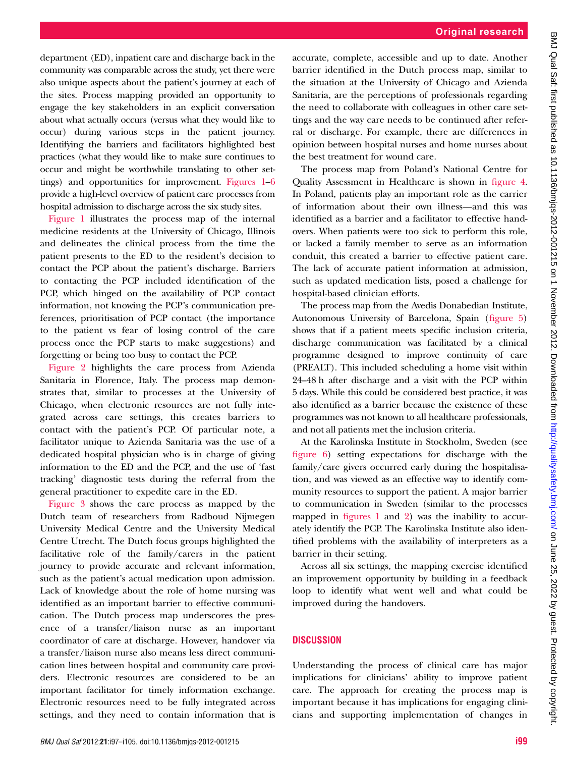department (ED), inpatient care and discharge back in the community was comparable across the study, yet there were also unique aspects about the patient's journey at each of the sites. Process mapping provided an opportunity to engage the key stakeholders in an explicit conversation about what actually occurs (versus what they would like to occur) during various steps in the patient journey. Identifying the barriers and facilitators highlighted best practices (what they would like to make sure continues to occur and might be worthwhile translating to other settings) and opportunities for improvement. Figures 1–6 provide a high-level overview of patient care processes from hospital admission to discharge across the six study sites.

Figure 1 illustrates the process map of the internal medicine residents at the University of Chicago, Illinois and delineates the clinical process from the time the patient presents to the ED to the resident's decision to contact the PCP about the patient's discharge. Barriers to contacting the PCP included identification of the PCP, which hinged on the availability of PCP contact information, not knowing the PCP's communication preferences, prioritisation of PCP contact (the importance to the patient vs fear of losing control of the care process once the PCP starts to make suggestions) and forgetting or being too busy to contact the PCP.

Figure 2 highlights the care process from Azienda Sanitaria in Florence, Italy. The process map demonstrates that, similar to processes at the University of Chicago, when electronic resources are not fully integrated across care settings, this creates barriers to contact with the patient's PCP. Of particular note, a facilitator unique to Azienda Sanitaria was the use of a dedicated hospital physician who is in charge of giving information to the ED and the PCP, and the use of 'fast tracking' diagnostic tests during the referral from the general practitioner to expedite care in the ED.

Figure 3 shows the care process as mapped by the Dutch team of researchers from Radboud Nijmegen University Medical Centre and the University Medical Centre Utrecht. The Dutch focus groups highlighted the facilitative role of the family/carers in the patient journey to provide accurate and relevant information, such as the patient's actual medication upon admission. Lack of knowledge about the role of home nursing was identified as an important barrier to effective communication. The Dutch process map underscores the presence of a transfer/liaison nurse as an important coordinator of care at discharge. However, handover via a transfer/liaison nurse also means less direct communication lines between hospital and community care providers. Electronic resources are considered to be an important facilitator for timely information exchange. Electronic resources need to be fully integrated across settings, and they need to contain information that is accurate, complete, accessible and up to date. Another barrier identified in the Dutch process map, similar to the situation at the University of Chicago and Azienda Sanitaria, are the perceptions of professionals regarding the need to collaborate with colleagues in other care settings and the way care needs to be continued after referral or discharge. For example, there are differences in opinion between hospital nurses and home nurses about the best treatment for wound care.

The process map from Poland's National Centre for Quality Assessment in Healthcare is shown in figure 4. In Poland, patients play an important role as the carrier of information about their own illness—and this was identified as a barrier and a facilitator to effective handovers. When patients were too sick to perform this role, or lacked a family member to serve as an information conduit, this created a barrier to effective patient care. The lack of accurate patient information at admission, such as updated medication lists, posed a challenge for hospital-based clinician efforts.

The process map from the Avedis Donabedian Institute, Autonomous University of Barcelona, Spain (figure 5) shows that if a patient meets specific inclusion criteria, discharge communication was facilitated by a clinical programme designed to improve continuity of care (PREALT). This included scheduling a home visit within 24–48 h after discharge and a visit with the PCP within 5 days. While this could be considered best practice, it was also identified as a barrier because the existence of these programmes was not known to all healthcare professionals, and not all patients met the inclusion criteria.

At the Karolinska Institute in Stockholm, Sweden (see figure 6) setting expectations for discharge with the family/care givers occurred early during the hospitalisation, and was viewed as an effective way to identify community resources to support the patient. A major barrier to communication in Sweden (similar to the processes mapped in figures 1 and 2) was the inability to accurately identify the PCP. The Karolinska Institute also identified problems with the availability of interpreters as a barrier in their setting.

Across all six settings, the mapping exercise identified an improvement opportunity by building in a feedback loop to identify what went well and what could be improved during the handovers.

## DISCUSSION

Understanding the process of clinical care has major implications for clinicians' ability to improve patient care. The approach for creating the process map is important because it has implications for engaging clinicians and supporting implementation of changes in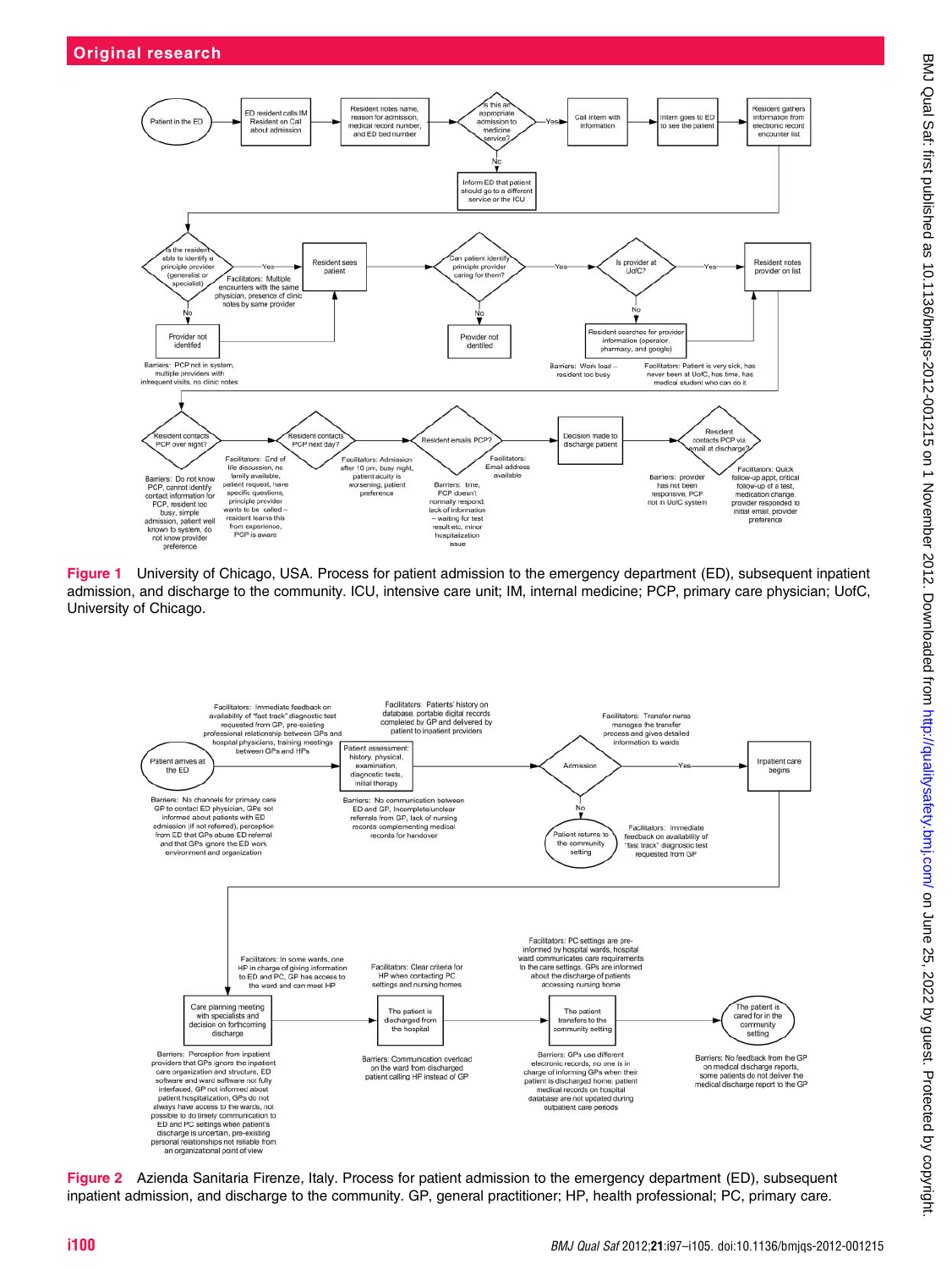Patient in the ED → ED resident calls IM Resident on Call about admission → Resident notes name, reason for admission, medical record number, and ED bed number → Is this an appropriate admission to medicine service?

- No → Inform ED that patient should go to a different service or the ICU
- Yes → Call intern with information → Intern goes to ED to see the patient → Resident gathers information from electronic record encounter list

Is the resident able to identify a principle provider (generalist or specialist)?

- Yes → Resident sees patient
  - Facilitators: Multiple encounters with the same physician, presence of clinic notes by same provider
- No → Provider not identified
  - Barriers: PCP not in system, multiple providers with infrequent visits, no clinic notes

Can patient identify principle provider caring for them?

- No → Provider not identified
- Yes → Is provider at UofC?
  - Yes → Resident notes provider on list
  - No → Resident searches for provider information (operator, pharmacy, and google)
    - Barriers: Work load – resident too busy
    - Facilitators: Patient is very sick, has never been at UofC, has time, has medical student who can do it

Resident contacts PCP over night?

- Barriers: Do not know PCP, cannot identify contact information for PCP, resident too busy, simple admission, patient well known to system, do not know provider preference
- Facilitators: End of life discussion, no family available, patient request, have specific questions, principle provider wants to be called – resident learns this from experience, PCP is aware

Resident contacts PCP next day?

- Facilitators: Admission after 10 pm, busy night, patient acuity is worsening, patient preference

Resident emails PCP?

- Barriers: time, PCP doesn't normally respond, lack of information – waiting for test result etc, minor hospitalization issue
- Facilitators: Email address available

Decision made to discharge patient → Resident contacts PCP via email at discharge?

- Barriers: provider has not been responsive, PCP not in UofC system
- Facilitators: Quick follow-up appt, critical follow-up of a test, medication change, provider responded to initial email, provider preference

**Figure 1** University of Chicago, USA. Process for patient admission to the emergency department (ED), subsequent inpatient admission, and discharge to the community. ICU, intensive care unit; IM, internal medicine; PCP, primary care physician; UofC, University of Chicago.

Patient arrives at the ED

- Facilitators: Immediate feedback on availability of "fast track" diagnostic test requested from GP, pre-existing professional relationship between GPs and hospital physicians, training meetings between GPs and HPs
- Barriers: No channels for primary care GP to contact ED physician, GPs not informed about patients with ED admission (if not referred), perception from ED that GPs abuse ED referral and that GPs ignore the ED work environment and organization

→ Patient assessment: history, physical, examination, diagnostic tests, initial therapy

- Facilitators: Patients' history on database, portable digital records completed by GP and delivered by patient to inpatient providers
- Barriers: No communication between ED and GP, Incomplete/unclear referrals from GP, lack of nursing records complementing medical records for handover

→ Admission

- Yes → Inpatient care begins
  - Facilitators: Transfer nurse manages the transfer process and gives detailed information to wards
- No → Patient returns to the community setting
  - Facilitators: Immediate feedback on availability of "fast track" diagnostic test requested from GP

Care planning meeting with specialists and decision on forthcoming discharge

- Facilitators: In some wards, one HP in charge of giving information to ED and PC, GP has access to the ward and can meet HP
- Barriers: Perception from inpatient providers that GPs ignore the inpatient care organization and structure, ED software and ward software not fully interfaced, GP not informed about patient hospitalization, GPs do not always have access to the wards, not possible to do timely communication to ED and PC settings when patient's discharge is uncertain, pre-existing personal relationships not reliable from an organizational point of view

→ The patient is discharged from the hospital

- Facilitators: Clear criteria for HP when contacting PC settings and nursing homes
- Barriers: Communication overload on the ward from discharged patient calling HP instead of GP

→ The patient transfers to the community setting

- Facilitators: PC settings are pre-informed by hospital wards, hospital ward communicates care requirements to the care settings, GPs are informed about the discharge of patients accessing nursing home
- Barriers: GPs use different electronic records, no one is in charge of informing GPs when their patient is discharged home, patient medical records on hospital database are not updated during outpatient care periods

→ The patient is cared for in the community setting

- Barriers: No feedback from the GP on medical discharge reports, some patients do not deliver the medical discharge report to the GP

**Figure 2** Azienda Sanitaria Firenze, Italy. Process for patient admission to the emergency department (ED), subsequent inpatient admission, and discharge to the community. GP, general practitioner; HP, health professional; PC, primary care.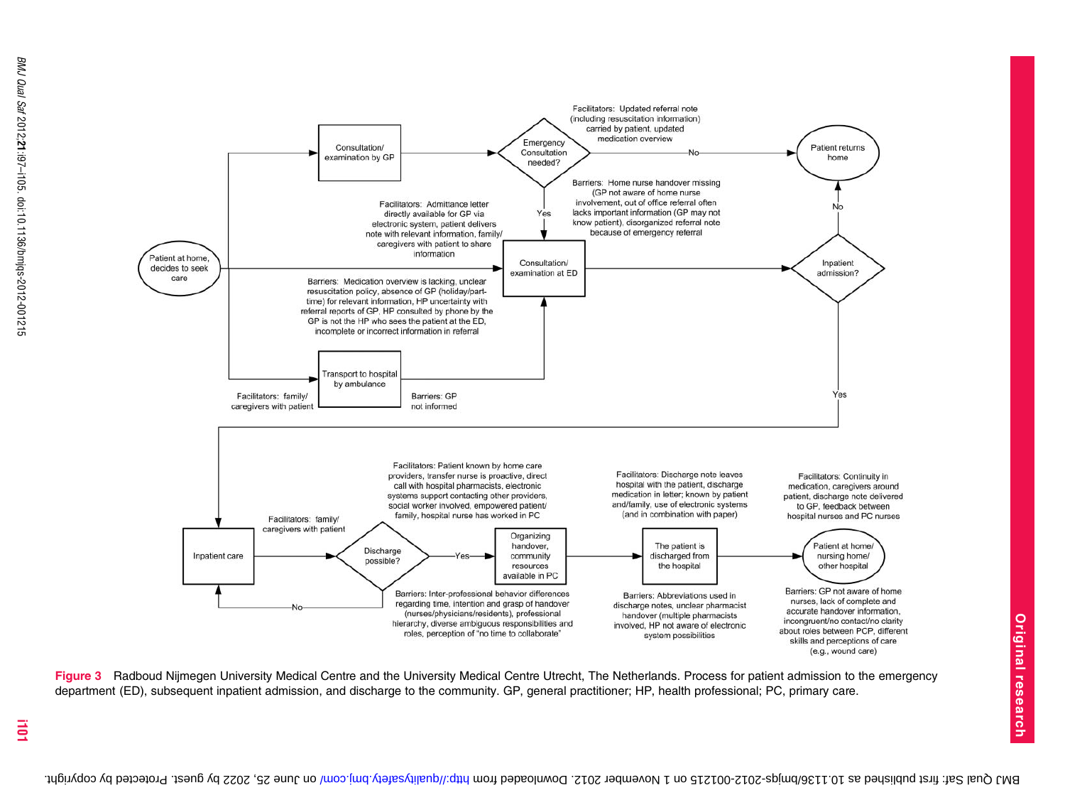Patient at home, decides to seek care

Consultation/ examination by GP

Emergency Consultation needed?

Facilitators: Updated referral note (including resuscitation information) carried by patient, updated medication overview

No

Patient returns home

Barriers: Home nurse handover missing (GP not aware of home nurse involvement, out of office referral often lacks important information (GP may not know patient), disorganized referral note because of emergency referral

Yes

Facilitators: Admittance letter directly available for GP via electronic system, patient delivers note with relevant information, family/ caregivers with patient to share information

Consultation/ examination at ED

Barriers: Medication overview is lacking, unclear resuscitation policy, absence of GP (holiday/part-time) for relevant information, HP uncertainty with referral reports of GP, HP consulted by phone by the GP is not the HP who sees the patient at the ED, incomplete or incorrect information in referral

Inpatient admission?

No

Yes

Transport to hospital by ambulance

Facilitators: family/ caregivers with patient

Barriers: GP not informed

Inpatient care

Facilitators: family/ caregivers with patient

Discharge possible?

No

Yes

Facilitators: Patient known by home care providers, transfer nurse is proactive, direct call with hospital pharmacists, electronic systems support contacting other providers, social worker involved, empowered patient/ family, hospital nurse has worked in PC

Organizing handover, community resources available in PC

Barriers: Inter-professional behavior differences regarding time, intention and grasp of handover (nurses/physicians/residents), professional hierarchy, diverse ambiguous responsibilities and roles, perception of "no time to collaborate"

Facilitators: Discharge note leaves hospital with the patient, discharge medication in letter; known by patient and/family, use of electronic systems (and in combination with paper)

The patient is discharged from the hospital

Barriers: Abbreviations used in discharge notes, unclear pharmacist handover (multiple pharmacists involved, HP not aware of electronic system possibilities

Facilitators: Continuity in medication, caregivers around patient, discharge note delivered to GP, feedback between hospital nurses and PC nurses

Patient at home/ nursing home/ other hospital

Barriers: GP not aware of home nurses, lack of complete and accurate handover information, incongruent/no contact/no clarity about roles between PCP, different skills and perceptions of care (e.g., wound care)

**Figure 3** Radboud Nijmegen University Medical Centre and the University Medical Centre Utrecht, The Netherlands. Process for patient admission to the emergency department (ED), subsequent inpatient admission, and discharge to the community. GP, general practitioner; HP, health professional; PC, primary care.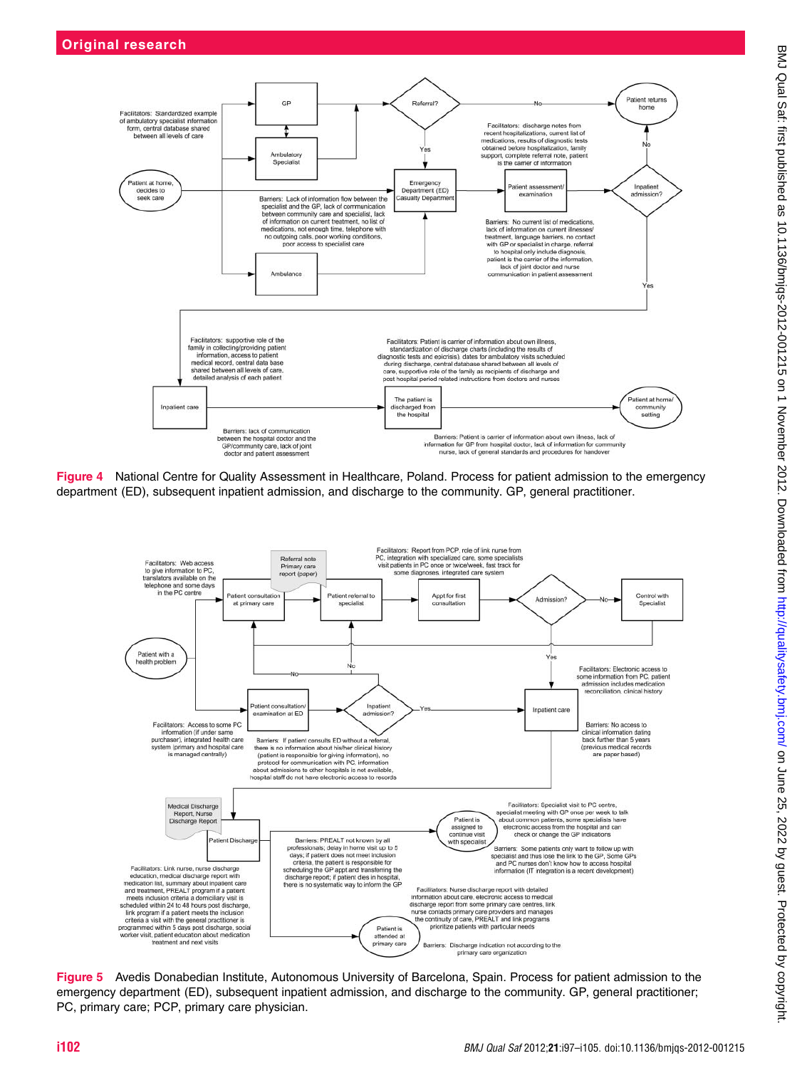## Original research

Facilitators: Standardized example of ambulatory specialist information form, central database shared between all levels of care

GP

Ambulatory Specialist

Referral?

No

Yes

Patient returns home

Facilitators: discharge notes from recent hospitalizations, current list of medications, results of diagnostic tests obtained before hospitalization, family support, complete referral note, patient is the carrier of information

Patient at home, decides to seek care

Barriers: Lack of information flow between the specialist and the GP, lack of communication between community care and specialist, lack of information on current treatment, no list of medications, not enough time, telephone with no outgoing calls, poor working conditions, poor access to specialist care

Emergency Department (ED) Casualty Department

Patient assessment/ examination

Inpatient admission?

Barriers: No current list of medications, lack of information on current illnesses/ treatment, language barriers, no contact with GP or specialist in charge, referral to hospital only include diagnosis, patient is the carrier of the information, lack of joint doctor and nurse communication in patient assessment

Ambulance

Facilitators: supportive role of the family in collecting/providing patient information, access to patient medical record, central data base shared between all levels of care, detailed analysis of each patient

Facilitators: Patient is carrier of information about own illness, standardization of discharge charts (including the results of diagnostic tests and epicrisis), dates for ambulatory visits scheduled during discharge, central database shared between all levels of care, supportive role of the family as recipients of discharge and post hospital period related instructions from doctors and nurses

Inpatient care

The patient is discharged from the hospital

Patient at home/ community setting

Barriers: lack of communication between the hospital doctor and the GP/community care, lack of joint doctor and patient assessment

Barriers: Patient is carrier of information about own illness, lack of information for GP from hospital doctor, lack of information for community nurse, lack of general standards and procedures for handover

**Figure 4** National Centre for Quality Assessment in Healthcare, Poland. Process for patient admission to the emergency department (ED), subsequent inpatient admission, and discharge to the community. GP, general practitioner.

Facilitators: Web access to give information to PC, translators available on the telephone and some days in the PC centre

Referral note Primary care report (paper)

Facilitators: Report from PCP, role of link nurse from PC, integration with specialized care, some specialists visit patients in PC once or twice/week, fast track for some diagnoses, integrated care system

Patient consultation at primary care

Patient referral to specialist

Appt for first consultation

Admission?

Control with Specialist

Patient with a health problem

Facilitators: Electronic access to some information from PC, patient admission includes medication reconciliation, clinical history

Patient consultation/ examination at ED

Inpatient admission?

Inpatient care

Facilitators: Access to some PC information (if under same purchaser), integrated health care system (primary and hospital care is managed centrally)

Barriers: If patient consults ED without a referral, there is no information about his/her clinical history (patient is responsible for giving information), no protocol for communication with PC, information about admissions to other hospitals is not available, hospital staff do not have electronic access to records

Barriers: No access to clinical information dating back further than 5 years (previous medical records are paper based)

Medical Discharge Report, Nurse Discharge Report

Patient Discharge

Patient is assigned to continue visit with specialist

Facilitators: Specialist visit to PC centre, specialist meeting with GP once per week to talk about common patients, some specialists have electronic access from the hospital and can check or change the GP indications

Barriers: PREALT not known by all professionals; delay in home visit up to 5 days; if patient does not meet inclusion criteria, the patient is responsible for scheduling the GP appt and transferring the discharge report; if patient dies in hospital, there is no systematic way to inform the GP

Barriers: Some patients only want to follow up with specialist and thus lose the link to the GP, Some GPs and PC nurses don't know how to access hospital information (IT integration is a recent development)

Facilitators: Link nurse, nurse discharge education, medical discharge report with medication list, summary about inpatient care and treatment, PREALT program if a patient meets inclusion criteria a domiciliary visit is scheduled within 24 to 48 hours post discharge, link program if a patient meets the inclusion criteria a visit with the general practitioner is programmed within 5 days post discharge, social worker visit, patient education about medication treatment and next visits

Facilitators: Nurse discharge report with detailed information about care, electronic access to medical discharge report from some primary care centres, link nurse contacts primary care providers and manages the continuity of care, PREALT and link programs prioritize patients with particular needs

Patient is attended at primary care

Barriers: Discharge indication not according to the primary care organization

**Figure 5** Avedis Donabedian Institute, Autonomous University of Barcelona, Spain. Process for patient admission to the emergency department (ED), subsequent inpatient admission, and discharge to the community. GP, general practitioner; PC, primary care; PCP, primary care physician.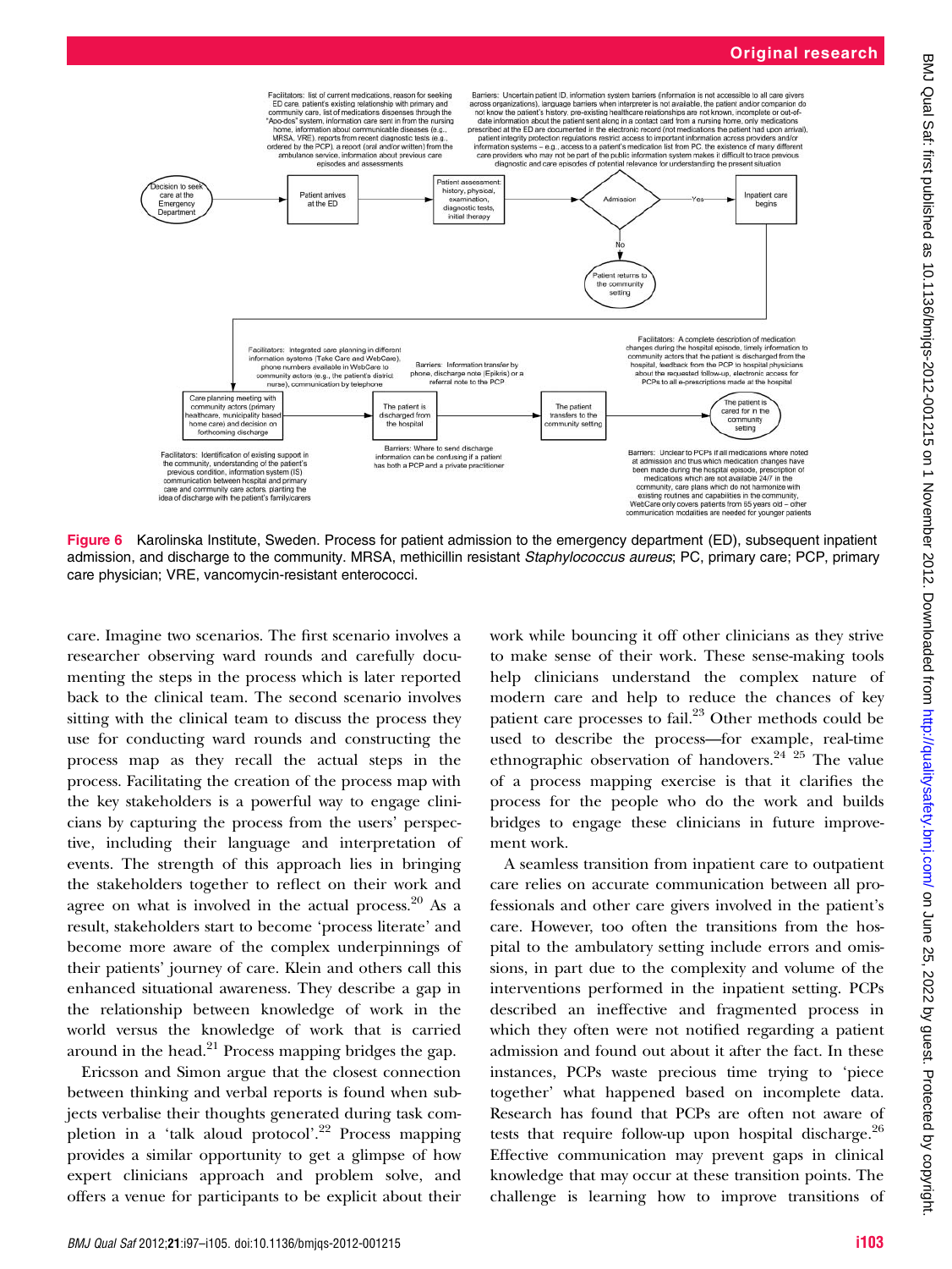Facilitators: list of current medications, reason for seeking ED care, patient's existing relationship with primary and community care, list of medications dispenses through the "Apo-dos" system, information care sent in from the nursing home, information about communicable diseases (e.g., MRSA, VRE), reports from recent diagnostic tests (e.g., ordered by the PCP), a report (oral and/or written) from the ambulance service, information about previous care episodes and assessments

Barriers: Uncertain patient ID, information system barriers (information is not accessible to all care givers across organizations), language barriers when interpreter is not available, the patient and/or companion do not know the patient's history, pre-existing healthcare relationships are not known, incomplete or out-of-date information about the patient sent along in a contact card from a nursing home, only medications prescribed at the ED are documented in the electronic record (not medications the patient had upon arrival), patient integrity protection regulations restrict access to important information across providers and/or information systems – e.g., access to a patient's medication list from PC, the existence of many different care providers who may not be part of the public information system makes it difficult to trace previous diagnostic and care episodes of potential relevance for understanding the present situation

Decision to seek care at the Emergency Department → Patient arrives at the ED → Patient assessment: history, physical, examination, diagnostic tests, initial therapy → Admission → Yes → Inpatient care begins; No → Patient returns to the community setting

Facilitators: Integrated care planning in different information systems (Take Care and WebCare), phone numbers available in WebCare to community actors (e.g., the patient's district nurse), communication by telephone

Barriers: Information transfer by phone, discharge note (Epikris) or a referral note to the PCP

Facilitators: A complete description of medication changes during the hospital episode, timely information to community actors that the patient is discharged from the hospital, feedback from the PCP to hospital physicians about the requested follow-up, electronic access for PCPs to all e-prescriptions made at the hospital

Care planning meeting with community actors (primary healthcare, municipality based home care) and decision on forthcoming discharge → The patient is discharged from the hospital → The patient transfers to the community setting → The patient is cared for in the community setting

Facilitators: Identification of existing support in the community, understanding of the patient's previous condition, information system (IS) communication between hospital and primary care and community care actors, planting the idea of discharge with the patient's family/carers

Barriers: Where to send discharge information can be confusing if a patient has both a PCP and a private practitioner

Barriers: Unclear to PCPs if all medications where noted at admission and thus which medication changes have been made during the hospital episode, prescription of medications which are not available 24/7 in the community, care plans which do not harmonize with existing routines and capabilities in the community, WebCare only covers patients from 65 years old – other communication modalities are needed for younger patients

**Figure 6** Karolinska Institute, Sweden. Process for patient admission to the emergency department (ED), subsequent inpatient admission, and discharge to the community. MRSA, methicillin resistant *Staphylococcus aureus*; PC, primary care; PCP, primary care physician; VRE, vancomycin-resistant enterococci.

care. Imagine two scenarios. The first scenario involves a researcher observing ward rounds and carefully documenting the steps in the process which is later reported back to the clinical team. The second scenario involves sitting with the clinical team to discuss the process they use for conducting ward rounds and constructing the process map as they recall the actual steps in the process. Facilitating the creation of the process map with the key stakeholders is a powerful way to engage clinicians by capturing the process from the users' perspective, including their language and interpretation of events. The strength of this approach lies in bringing the stakeholders together to reflect on their work and agree on what is involved in the actual process.[20] As a result, stakeholders start to become 'process literate' and become more aware of the complex underpinnings of their patients' journey of care. Klein and others call this enhanced situational awareness. They describe a gap in the relationship between knowledge of work in the world versus the knowledge of work that is carried around in the head.[21] Process mapping bridges the gap.

Ericsson and Simon argue that the closest connection between thinking and verbal reports is found when subjects verbalise their thoughts generated during task completion in a 'talk aloud protocol'.[22] Process mapping provides a similar opportunity to get a glimpse of how expert clinicians approach and problem solve, and offers a venue for participants to be explicit about their work while bouncing it off other clinicians as they strive to make sense of their work. These sense-making tools help clinicians understand the complex nature of modern care and help to reduce the chances of key patient care processes to fail.[23] Other methods could be used to describe the process—for example, real-time ethnographic observation of handovers.[24 25] The value of a process mapping exercise is that it clarifies the process for the people who do the work and builds bridges to engage these clinicians in future improvement work.

A seamless transition from inpatient care to outpatient care relies on accurate communication between all professionals and other care givers involved in the patient's care. However, too often the transitions from the hospital to the ambulatory setting include errors and omissions, in part due to the complexity and volume of the interventions performed in the inpatient setting. PCPs described an ineffective and fragmented process in which they often were not notified regarding a patient admission and found out about it after the fact. In these instances, PCPs waste precious time trying to 'piece together' what happened based on incomplete data. Research has found that PCPs are often not aware of tests that require follow-up upon hospital discharge.[26] Effective communication may prevent gaps in clinical knowledge that may occur at these transition points. The challenge is learning how to improve transitions of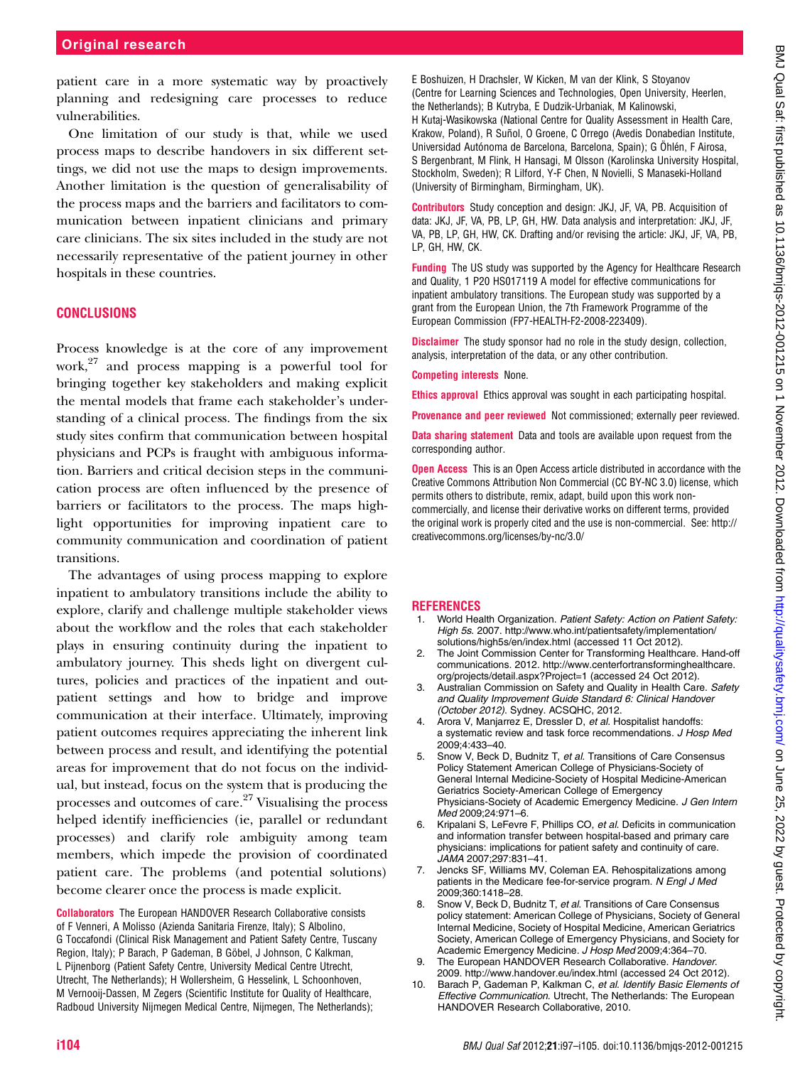patient care in a more systematic way by proactively planning and redesigning care processes to reduce vulnerabilities.

One limitation of our study is that, while we used process maps to describe handovers in six different settings, we did not use the maps to design improvements. Another limitation is the question of generalisability of the process maps and the barriers and facilitators to communication between inpatient clinicians and primary care clinicians. The six sites included in the study are not necessarily representative of the patient journey in other hospitals in these countries.

## CONCLUSIONS

Process knowledge is at the core of any improvement work,[27] and process mapping is a powerful tool for bringing together key stakeholders and making explicit the mental models that frame each stakeholder's understanding of a clinical process. The findings from the six study sites confirm that communication between hospital physicians and PCPs is fraught with ambiguous information. Barriers and critical decision steps in the communication process are often influenced by the presence of barriers or facilitators to the process. The maps highlight opportunities for improving inpatient care to community communication and coordination of patient transitions.

The advantages of using process mapping to explore inpatient to ambulatory transitions include the ability to explore, clarify and challenge multiple stakeholder views about the workflow and the roles that each stakeholder plays in ensuring continuity during the inpatient to ambulatory journey. This sheds light on divergent cultures, policies and practices of the inpatient and outpatient settings and how to bridge and improve communication at their interface. Ultimately, improving patient outcomes requires appreciating the inherent link between process and result, and identifying the potential areas for improvement that do not focus on the individual, but instead, focus on the system that is producing the processes and outcomes of care.[27] Visualising the process helped identify inefficiencies (ie, parallel or redundant processes) and clarify role ambiguity among team members, which impede the provision of coordinated patient care. The problems (and potential solutions) become clearer once the process is made explicit.

**Collaborators** The European HANDOVER Research Collaborative consists of F Venneri, A Molisso (Azienda Sanitaria Firenze, Italy); S Albolino, G Toccafondi (Clinical Risk Management and Patient Safety Centre, Tuscany Region, Italy); P Barach, P Gademan, B Göbel, J Johnson, C Kalkman, L Pijnenborg (Patient Safety Centre, University Medical Centre Utrecht, Utrecht, The Netherlands); H Wollersheim, G Hesselink, L Schoonhoven, M Vernooij-Dassen, M Zegers (Scientific Institute for Quality of Healthcare, Radboud University Nijmegen Medical Centre, Nijmegen, The Netherlands); E Boshuizen, H Drachsler, W Kicken, M van der Klink, S Stoyanov (Centre for Learning Sciences and Technologies, Open University, Heerlen, the Netherlands); B Kutryba, E Dudzik-Urbaniak, M Kalinowski, H Kutaj-Wasikowska (National Centre for Quality Assessment in Health Care, Krakow, Poland), R Suñol, O Groene, C Orrego (Avedis Donabedian Institute, Universidad Autónoma de Barcelona, Barcelona, Spain); G Öhlén, F Airosa, S Bergenbrant, M Flink, H Hansagi, M Olsson (Karolinska University Hospital, Stockholm, Sweden); R Lilford, Y-F Chen, N Novielli, S Manaseki-Holland (University of Birmingham, Birmingham, UK).

**Contributors** Study conception and design: JKJ, JF, VA, PB. Acquisition of data: JKJ, JF, VA, PB, LP, GH, HW. Data analysis and interpretation: JKJ, JF, VA, PB, LP, GH, HW, CK. Drafting and/or revising the article: JKJ, JF, VA, PB, LP, GH, HW, CK.

**Funding** The US study was supported by the Agency for Healthcare Research and Quality, 1 P20 HS017119 A model for effective communications for inpatient ambulatory transitions. The European study was supported by a grant from the European Union, the 7th Framework Programme of the European Commission (FP7-HEALTH-F2-2008-223409).

**Disclaimer** The study sponsor had no role in the study design, collection, analysis, interpretation of the data, or any other contribution.

**Competing interests** None.

**Ethics approval** Ethics approval was sought in each participating hospital.

**Provenance and peer reviewed** Not commissioned; externally peer reviewed.

**Data sharing statement** Data and tools are available upon request from the corresponding author.

**Open Access** This is an Open Access article distributed in accordance with the Creative Commons Attribution Non Commercial (CC BY-NC 3.0) license, which permits others to distribute, remix, adapt, build upon this work non-commercially, and license their derivative works on different terms, provided the original work is properly cited and the use is non-commercial. See: http://creativecommons.org/licenses/by-nc/3.0/

## REFERENCES

1. World Health Organization. *Patient Safety: Action on Patient Safety: High 5s*. 2007. http://www.who.int/patientsafety/implementation/solutions/high5s/en/index.html (accessed 11 Oct 2012).
2. The Joint Commission Center for Transforming Healthcare. Hand-off communications. 2012. http://www.centerfortransforminghealthcare.org/projects/detail.aspx?Project=1 (accessed 24 Oct 2012).
3. Australian Commission on Safety and Quality in Health Care. *Safety and Quality Improvement Guide Standard 6: Clinical Handover (October 2012)*. Sydney. ACSQHC, 2012.
4. Arora V, Manjarrez E, Dressler D, *et al*. Hospitalist handoffs: a systematic review and task force recommendations. *J Hosp Med* 2009;4:433–40.
5. Snow V, Beck D, Budnitz T, *et al*. Transitions of Care Consensus Policy Statement American College of Physicians-Society of General Internal Medicine-Society of Hospital Medicine-American Geriatrics Society-American College of Emergency Physicians-Society of Academic Emergency Medicine. *J Gen Intern Med* 2009;24:971–6.
6. Kripalani S, LeFevre F, Phillips CO, *et al*. Deficits in communication and information transfer between hospital-based and primary care physicians: implications for patient safety and continuity of care. *JAMA* 2007;297:831–41.
7. Jencks SF, Williams MV, Coleman EA. Rehospitalizations among patients in the Medicare fee-for-service program. *N Engl J Med* 2009;360:1418–28.
8. Snow V, Beck D, Budnitz T, *et al*. Transitions of Care Consensus policy statement: American College of Physicians, Society of General Internal Medicine, Society of Hospital Medicine, American Geriatrics Society, American College of Emergency Physicians, and Society for Academic Emergency Medicine. *J Hosp Med* 2009;4:364–70.
9. The European HANDOVER Research Collaborative. *Handover*. 2009. http://www.handover.eu/index.html (accessed 24 Oct 2012).
10. Barach P, Gademan P, Kalkman C, *et al*. *Identify Basic Elements of Effective Communication*. Utrecht, The Netherlands: The European HANDOVER Research Collaborative, 2010.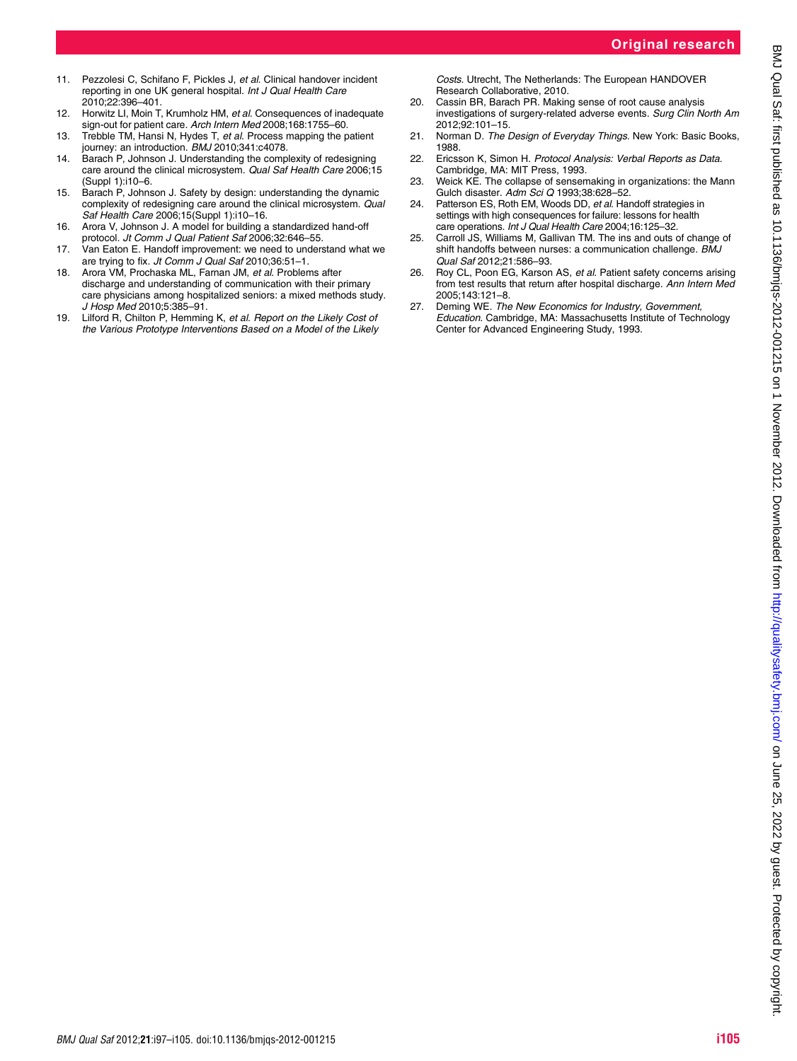11. Pezzolesi C, Schifano F, Pickles J, *et al*. Clinical handover incident reporting in one UK general hospital. *Int J Qual Health Care* 2010;22:396–401.
12. Horwitz LI, Moin T, Krumholz HM, *et al*. Consequences of inadequate sign-out for patient care. *Arch Intern Med* 2008;168:1755–60.
13. Trebble TM, Hansi N, Hydes T, *et al*. Process mapping the patient journey: an introduction. *BMJ* 2010;341:c4078.
14. Barach P, Johnson J. Understanding the complexity of redesigning care around the clinical microsystem. *Qual Saf Health Care* 2006;15 (Suppl 1):i10–6.
15. Barach P, Johnson J. Safety by design: understanding the dynamic complexity of redesigning care around the clinical microsystem. *Qual Saf Health Care* 2006;15(Suppl 1):i10–16.
16. Arora V, Johnson J. A model for building a standardized hand-off protocol. *Jt Comm J Qual Patient Saf* 2006;32:646–55.
17. Van Eaton E. Handoff improvement: we need to understand what we are trying to fix. *Jt Comm J Qual Saf* 2010;36:51–1.
18. Arora VM, Prochaska ML, Farnan JM, *et al*. Problems after discharge and understanding of communication with their primary care physicians among hospitalized seniors: a mixed methods study. *J Hosp Med* 2010;5:385–91.
19. Lilford R, Chilton P, Hemming K, *et al*. *Report on the Likely Cost of the Various Prototype Interventions Based on a Model of the Likely Costs*. Utrecht, The Netherlands: The European HANDOVER Research Collaborative, 2010.
20. Cassin BR, Barach PR. Making sense of root cause analysis investigations of surgery-related adverse events. *Surg Clin North Am* 2012;92:101–15.
21. Norman D. *The Design of Everyday Things*. New York: Basic Books, 1988.
22. Ericsson K, Simon H. *Protocol Analysis: Verbal Reports as Data*. Cambridge, MA: MIT Press, 1993.
23. Weick KE. The collapse of sensemaking in organizations: the Mann Gulch disaster. *Adm Sci Q* 1993;38:628–52.
24. Patterson ES, Roth EM, Woods DD, *et al*. Handoff strategies in settings with high consequences for failure: lessons for health care operations. *Int J Qual Health Care* 2004;16:125–32.
25. Carroll JS, Williams M, Gallivan TM. The ins and outs of change of shift handoffs between nurses: a communication challenge. *BMJ Qual Saf* 2012;21:586–93.
26. Roy CL, Poon EG, Karson AS, *et al*. Patient safety concerns arising from test results that return after hospital discharge. *Ann Intern Med* 2005;143:121–8.
27. Deming WE. *The New Economics for Industry, Government, Education*. Cambridge, MA: Massachusetts Institute of Technology Center for Advanced Engineering Study, 1993.